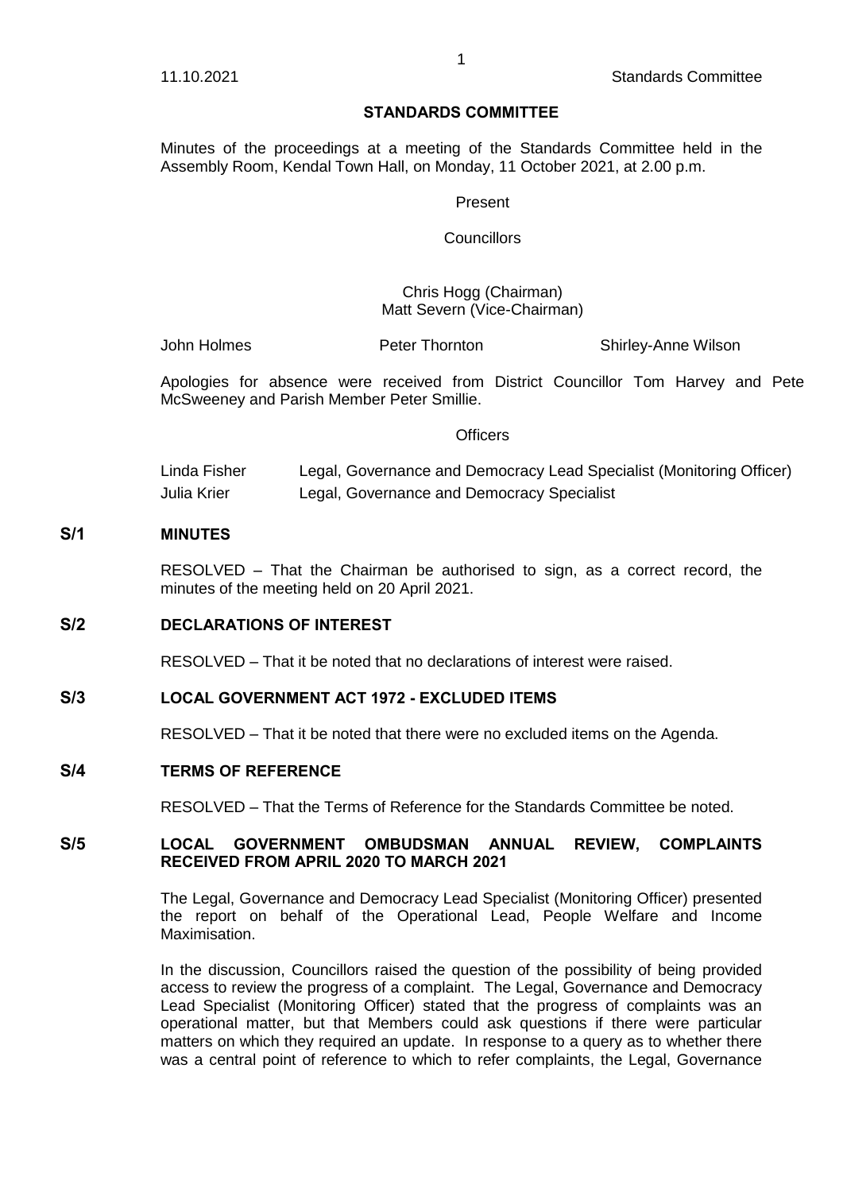## STANDARDS COMMITTEE

Minutes of the proceedings at a meeting of the Standards Committee held in the Assembly Room, Kendal Town Hall, on Monday, 11 October 2021, at 2.00 p.m.

Present

Councillors

Chris Hogg (Chairman)
Matt Severn (Vice-Chairman)

John Holmes | Peter Thornton | Shirley-Anne Wilson

Apologies for absence were received from District Councillor Tom Harvey and Pete McSweeney and Parish Member Peter Smillie.

Officers

| | |
|---|---|
| Linda Fisher | Legal, Governance and Democracy Lead Specialist (Monitoring Officer) |
| Julia Krier | Legal, Governance and Democracy Specialist |

### S/1 MINUTES

RESOLVED – That the Chairman be authorised to sign, as a correct record, the minutes of the meeting held on 20 April 2021.

### S/2 DECLARATIONS OF INTEREST

RESOLVED – That it be noted that no declarations of interest were raised.

### S/3 LOCAL GOVERNMENT ACT 1972 - EXCLUDED ITEMS

RESOLVED – That it be noted that there were no excluded items on the Agenda.

### S/4 TERMS OF REFERENCE

RESOLVED – That the Terms of Reference for the Standards Committee be noted.

### S/5 LOCAL GOVERNMENT OMBUDSMAN ANNUAL REVIEW, COMPLAINTS RECEIVED FROM APRIL 2020 TO MARCH 2021

The Legal, Governance and Democracy Lead Specialist (Monitoring Officer) presented the report on behalf of the Operational Lead, People Welfare and Income Maximisation.

In the discussion, Councillors raised the question of the possibility of being provided access to review the progress of a complaint. The Legal, Governance and Democracy Lead Specialist (Monitoring Officer) stated that the progress of complaints was an operational matter, but that Members could ask questions if there were particular matters on which they required an update. In response to a query as to whether there was a central point of reference to which to refer complaints, the Legal, Governance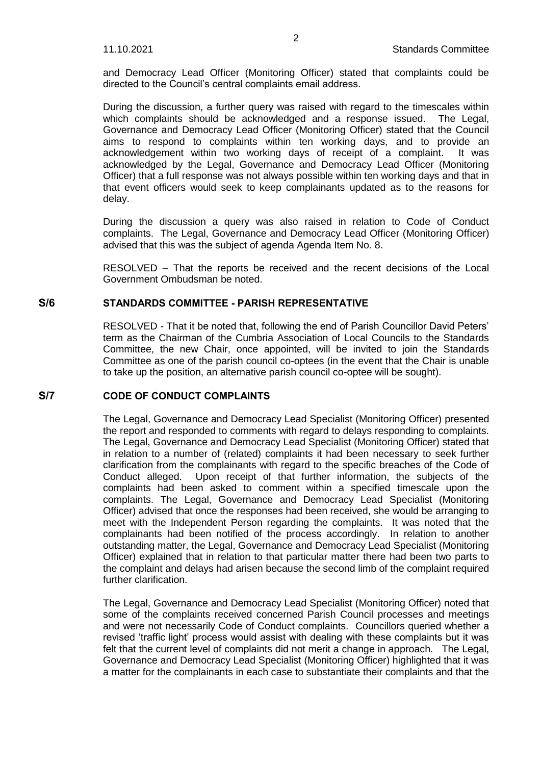and Democracy Lead Officer (Monitoring Officer) stated that complaints could be directed to the Council's central complaints email address.

During the discussion, a further query was raised with regard to the timescales within which complaints should be acknowledged and a response issued. The Legal, Governance and Democracy Lead Officer (Monitoring Officer) stated that the Council aims to respond to complaints within ten working days, and to provide an acknowledgement within two working days of receipt of a complaint. It was acknowledged by the Legal, Governance and Democracy Lead Officer (Monitoring Officer) that a full response was not always possible within ten working days and that in that event officers would seek to keep complainants updated as to the reasons for delay.

During the discussion a query was also raised in relation to Code of Conduct complaints. The Legal, Governance and Democracy Lead Officer (Monitoring Officer) advised that this was the subject of agenda Agenda Item No. 8.

RESOLVED – That the reports be received and the recent decisions of the Local Government Ombudsman be noted.

## S/6 STANDARDS COMMITTEE - PARISH REPRESENTATIVE

RESOLVED - That it be noted that, following the end of Parish Councillor David Peters' term as the Chairman of the Cumbria Association of Local Councils to the Standards Committee, the new Chair, once appointed, will be invited to join the Standards Committee as one of the parish council co-optees (in the event that the Chair is unable to take up the position, an alternative parish council co-optee will be sought).

## S/7 CODE OF CONDUCT COMPLAINTS

The Legal, Governance and Democracy Lead Specialist (Monitoring Officer) presented the report and responded to comments with regard to delays responding to complaints. The Legal, Governance and Democracy Lead Specialist (Monitoring Officer) stated that in relation to a number of (related) complaints it had been necessary to seek further clarification from the complainants with regard to the specific breaches of the Code of Conduct alleged. Upon receipt of that further information, the subjects of the complaints had been asked to comment within a specified timescale upon the complaints. The Legal, Governance and Democracy Lead Specialist (Monitoring Officer) advised that once the responses had been received, she would be arranging to meet with the Independent Person regarding the complaints. It was noted that the complainants had been notified of the process accordingly. In relation to another outstanding matter, the Legal, Governance and Democracy Lead Specialist (Monitoring Officer) explained that in relation to that particular matter there had been two parts to the complaint and delays had arisen because the second limb of the complaint required further clarification.

The Legal, Governance and Democracy Lead Specialist (Monitoring Officer) noted that some of the complaints received concerned Parish Council processes and meetings and were not necessarily Code of Conduct complaints. Councillors queried whether a revised 'traffic light' process would assist with dealing with these complaints but it was felt that the current level of complaints did not merit a change in approach. The Legal, Governance and Democracy Lead Specialist (Monitoring Officer) highlighted that it was a matter for the complainants in each case to substantiate their complaints and that the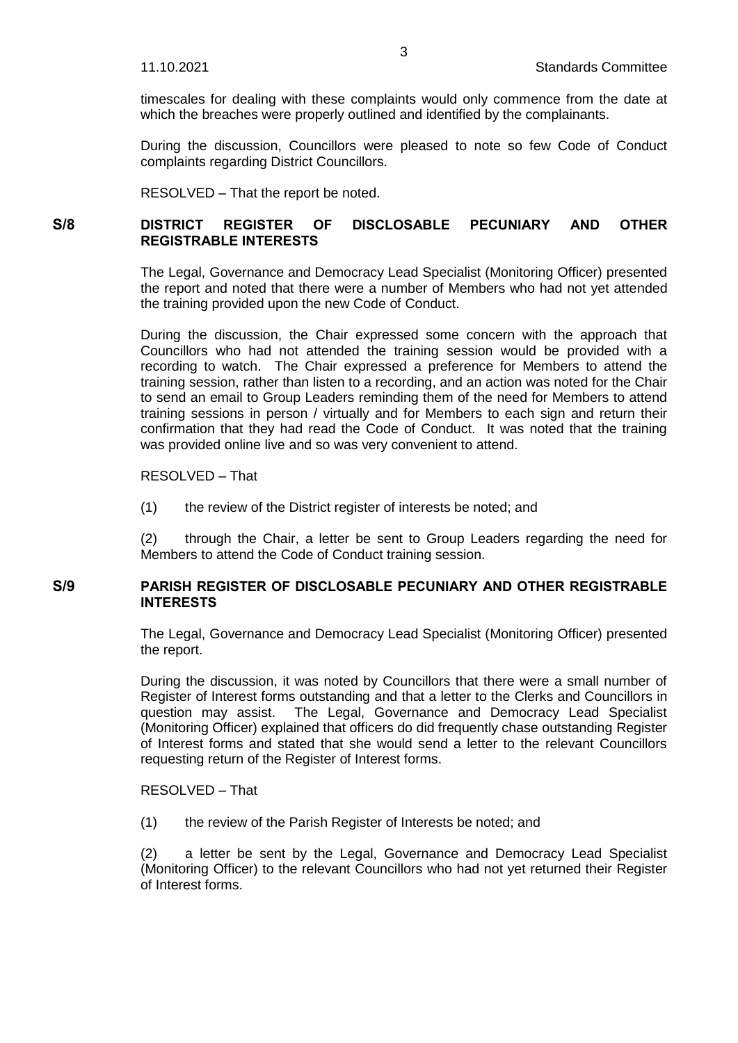timescales for dealing with these complaints would only commence from the date at which the breaches were properly outlined and identified by the complainants.

During the discussion, Councillors were pleased to note so few Code of Conduct complaints regarding District Councillors.

RESOLVED – That the report be noted.

## S/8 DISTRICT REGISTER OF DISCLOSABLE PECUNIARY AND OTHER REGISTRABLE INTERESTS

The Legal, Governance and Democracy Lead Specialist (Monitoring Officer) presented the report and noted that there were a number of Members who had not yet attended the training provided upon the new Code of Conduct.

During the discussion, the Chair expressed some concern with the approach that Councillors who had not attended the training session would be provided with a recording to watch. The Chair expressed a preference for Members to attend the training session, rather than listen to a recording, and an action was noted for the Chair to send an email to Group Leaders reminding them of the need for Members to attend training sessions in person / virtually and for Members to each sign and return their confirmation that they had read the Code of Conduct. It was noted that the training was provided online live and so was very convenient to attend.

RESOLVED – That

(1) the review of the District register of interests be noted; and

(2) through the Chair, a letter be sent to Group Leaders regarding the need for Members to attend the Code of Conduct training session.

## S/9 PARISH REGISTER OF DISCLOSABLE PECUNIARY AND OTHER REGISTRABLE INTERESTS

The Legal, Governance and Democracy Lead Specialist (Monitoring Officer) presented the report.

During the discussion, it was noted by Councillors that there were a small number of Register of Interest forms outstanding and that a letter to the Clerks and Councillors in question may assist. The Legal, Governance and Democracy Lead Specialist (Monitoring Officer) explained that officers do did frequently chase outstanding Register of Interest forms and stated that she would send a letter to the relevant Councillors requesting return of the Register of Interest forms.

RESOLVED – That

(1) the review of the Parish Register of Interests be noted; and

(2) a letter be sent by the Legal, Governance and Democracy Lead Specialist (Monitoring Officer) to the relevant Councillors who had not yet returned their Register of Interest forms.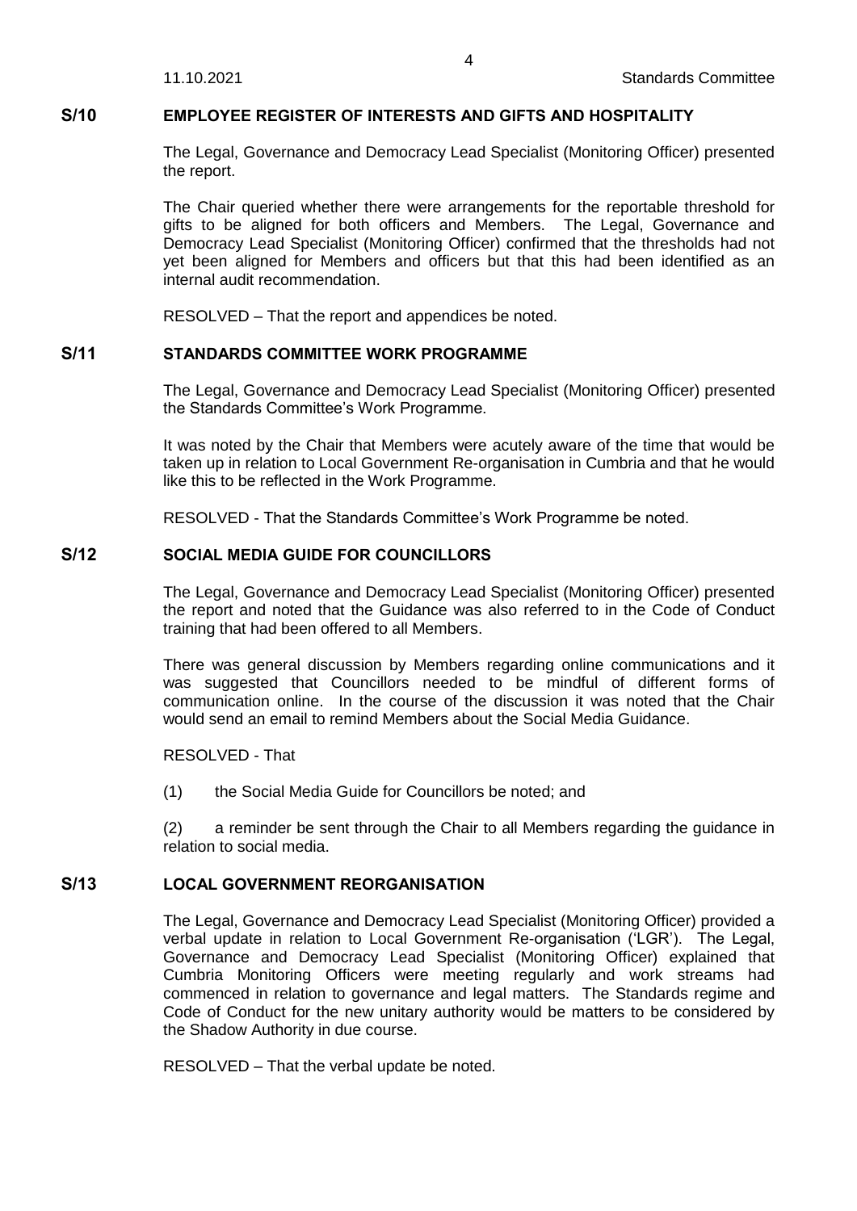## S/10 EMPLOYEE REGISTER OF INTERESTS AND GIFTS AND HOSPITALITY

The Legal, Governance and Democracy Lead Specialist (Monitoring Officer) presented the report.

The Chair queried whether there were arrangements for the reportable threshold for gifts to be aligned for both officers and Members. The Legal, Governance and Democracy Lead Specialist (Monitoring Officer) confirmed that the thresholds had not yet been aligned for Members and officers but that this had been identified as an internal audit recommendation.

RESOLVED – That the report and appendices be noted.

## S/11 STANDARDS COMMITTEE WORK PROGRAMME

The Legal, Governance and Democracy Lead Specialist (Monitoring Officer) presented the Standards Committee's Work Programme.

It was noted by the Chair that Members were acutely aware of the time that would be taken up in relation to Local Government Re-organisation in Cumbria and that he would like this to be reflected in the Work Programme.

RESOLVED - That the Standards Committee's Work Programme be noted.

## S/12 SOCIAL MEDIA GUIDE FOR COUNCILLORS

The Legal, Governance and Democracy Lead Specialist (Monitoring Officer) presented the report and noted that the Guidance was also referred to in the Code of Conduct training that had been offered to all Members.

There was general discussion by Members regarding online communications and it was suggested that Councillors needed to be mindful of different forms of communication online. In the course of the discussion it was noted that the Chair would send an email to remind Members about the Social Media Guidance.

RESOLVED - That

(1) the Social Media Guide for Councillors be noted; and

(2) a reminder be sent through the Chair to all Members regarding the guidance in relation to social media.

## S/13 LOCAL GOVERNMENT REORGANISATION

The Legal, Governance and Democracy Lead Specialist (Monitoring Officer) provided a verbal update in relation to Local Government Re-organisation ('LGR'). The Legal, Governance and Democracy Lead Specialist (Monitoring Officer) explained that Cumbria Monitoring Officers were meeting regularly and work streams had commenced in relation to governance and legal matters. The Standards regime and Code of Conduct for the new unitary authority would be matters to be considered by the Shadow Authority in due course.

RESOLVED – That the verbal update be noted.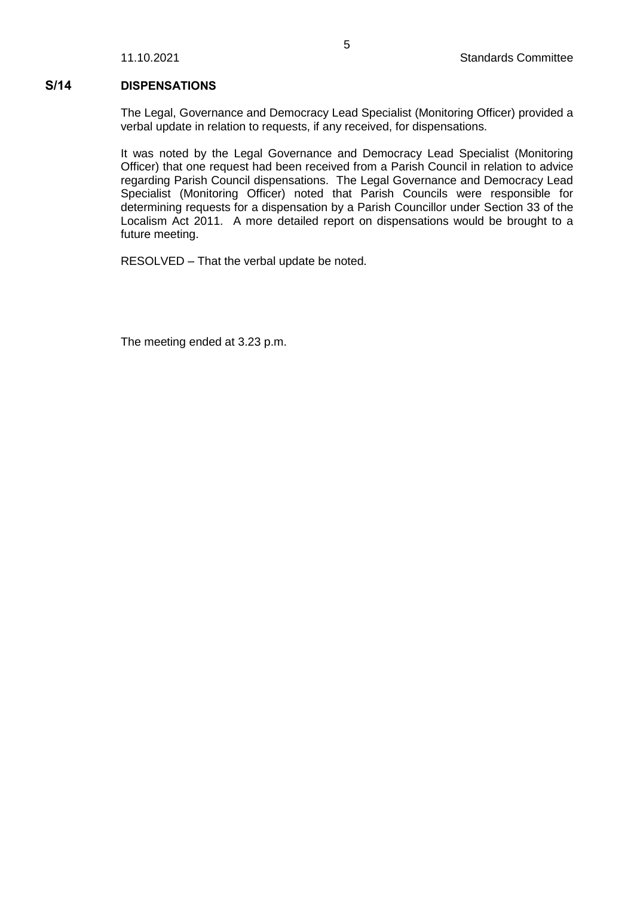## S/14 DISPENSATIONS

The Legal, Governance and Democracy Lead Specialist (Monitoring Officer) provided a verbal update in relation to requests, if any received, for dispensations.

It was noted by the Legal Governance and Democracy Lead Specialist (Monitoring Officer) that one request had been received from a Parish Council in relation to advice regarding Parish Council dispensations. The Legal Governance and Democracy Lead Specialist (Monitoring Officer) noted that Parish Councils were responsible for determining requests for a dispensation by a Parish Councillor under Section 33 of the Localism Act 2011. A more detailed report on dispensations would be brought to a future meeting.

RESOLVED – That the verbal update be noted.

The meeting ended at 3.23 p.m.